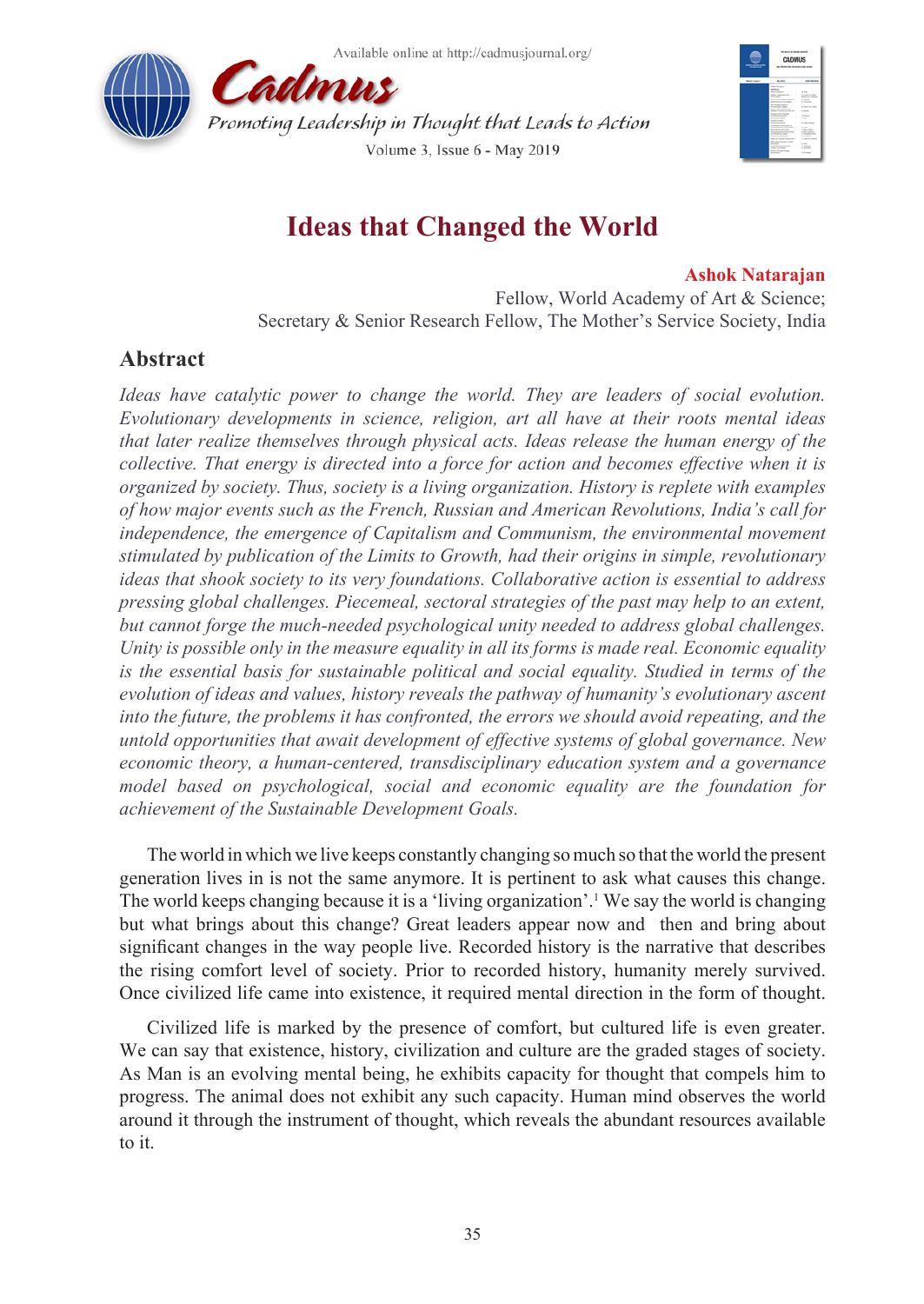# Ideas that Changed the World

**Ashok Natarajan**

Fellow, World Academy of Art & Science;
Secretary & Senior Research Fellow, The Mother's Service Society, India

## Abstract

*Ideas have catalytic power to change the world. They are leaders of social evolution. Evolutionary developments in science, religion, art all have at their roots mental ideas that later realize themselves through physical acts. Ideas release the human energy of the collective. That energy is directed into a force for action and becomes effective when it is organized by society. Thus, society is a living organization. History is replete with examples of how major events such as the French, Russian and American Revolutions, India's call for independence, the emergence of Capitalism and Communism, the environmental movement stimulated by publication of the Limits to Growth, had their origins in simple, revolutionary ideas that shook society to its very foundations. Collaborative action is essential to address pressing global challenges. Piecemeal, sectoral strategies of the past may help to an extent, but cannot forge the much-needed psychological unity needed to address global challenges. Unity is possible only in the measure equality in all its forms is made real. Economic equality is the essential basis for sustainable political and social equality. Studied in terms of the evolution of ideas and values, history reveals the pathway of humanity's evolutionary ascent into the future, the problems it has confronted, the errors we should avoid repeating, and the untold opportunities that await development of effective systems of global governance. New economic theory, a human-centered, transdisciplinary education system and a governance model based on psychological, social and economic equality are the foundation for achievement of the Sustainable Development Goals.*

The world in which we live keeps constantly changing so much so that the world the present generation lives in is not the same anymore. It is pertinent to ask what causes this change. The world keeps changing because it is a 'living organization'.[1] We say the world is changing but what brings about this change? Great leaders appear now and then and bring about significant changes in the way people live. Recorded history is the narrative that describes the rising comfort level of society. Prior to recorded history, humanity merely survived. Once civilized life came into existence, it required mental direction in the form of thought.

Civilized life is marked by the presence of comfort, but cultured life is even greater. We can say that existence, history, civilization and culture are the graded stages of society. As Man is an evolving mental being, he exhibits capacity for thought that compels him to progress. The animal does not exhibit any such capacity. Human mind observes the world around it through the instrument of thought, which reveals the abundant resources available to it.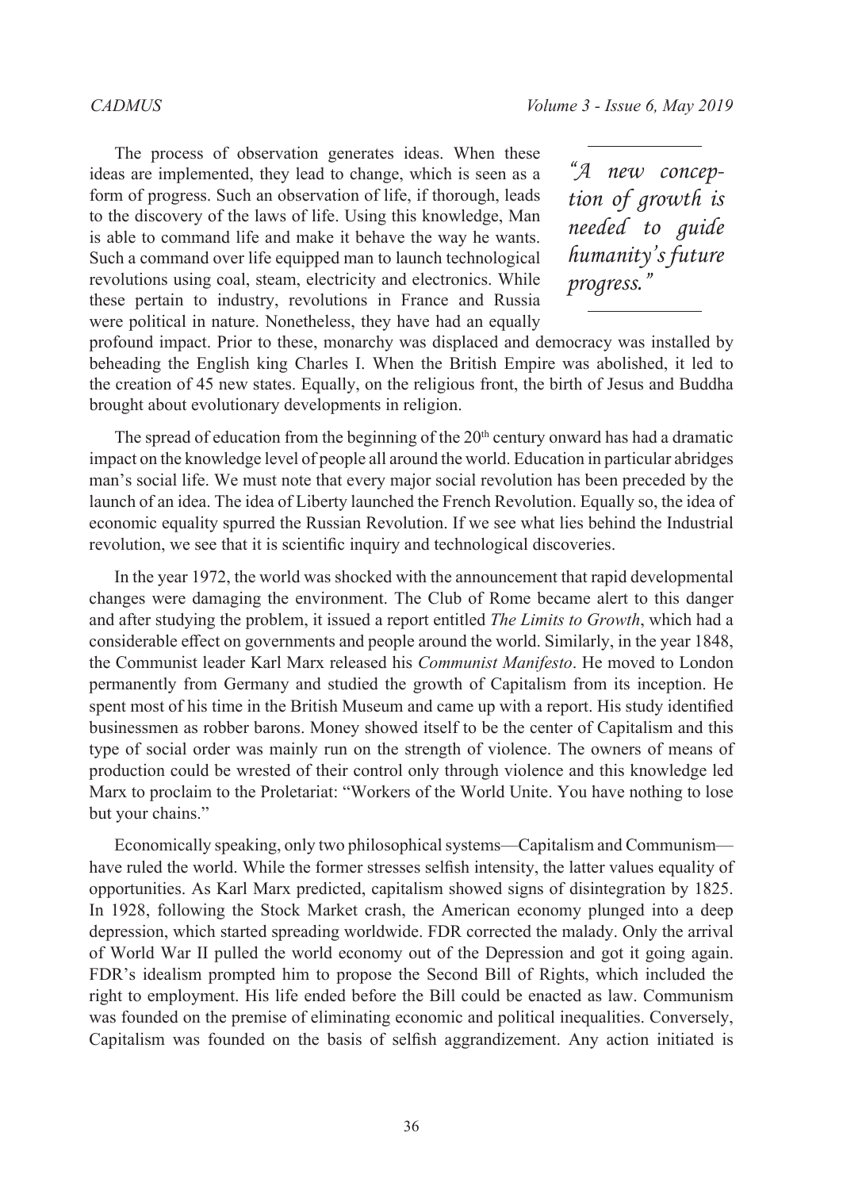The process of observation generates ideas. When these ideas are implemented, they lead to change, which is seen as a form of progress. Such an observation of life, if thorough, leads to the discovery of the laws of life. Using this knowledge, Man is able to command life and make it behave the way he wants. Such a command over life equipped man to launch technological revolutions using coal, steam, electricity and electronics. While these pertain to industry, revolutions in France and Russia were political in nature. Nonetheless, they have had an equally profound impact. Prior to these, monarchy was displaced and democracy was installed by beheading the English king Charles I. When the British Empire was abolished, it led to the creation of 45 new states. Equally, on the religious front, the birth of Jesus and Buddha brought about evolutionary developments in religion.

> *"A new conception of growth is needed to guide humanity's future progress."*

The spread of education from the beginning of the 20th century onward has had a dramatic impact on the knowledge level of people all around the world. Education in particular abridges man's social life. We must note that every major social revolution has been preceded by the launch of an idea. The idea of Liberty launched the French Revolution. Equally so, the idea of economic equality spurred the Russian Revolution. If we see what lies behind the Industrial revolution, we see that it is scientific inquiry and technological discoveries.

In the year 1972, the world was shocked with the announcement that rapid developmental changes were damaging the environment. The Club of Rome became alert to this danger and after studying the problem, it issued a report entitled *The Limits to Growth*, which had a considerable effect on governments and people around the world. Similarly, in the year 1848, the Communist leader Karl Marx released his *Communist Manifesto*. He moved to London permanently from Germany and studied the growth of Capitalism from its inception. He spent most of his time in the British Museum and came up with a report. His study identified businessmen as robber barons. Money showed itself to be the center of Capitalism and this type of social order was mainly run on the strength of violence. The owners of means of production could be wrested of their control only through violence and this knowledge led Marx to proclaim to the Proletariat: "Workers of the World Unite. You have nothing to lose but your chains."

Economically speaking, only two philosophical systems—Capitalism and Communism—have ruled the world. While the former stresses selfish intensity, the latter values equality of opportunities. As Karl Marx predicted, capitalism showed signs of disintegration by 1825. In 1928, following the Stock Market crash, the American economy plunged into a deep depression, which started spreading worldwide. FDR corrected the malady. Only the arrival of World War II pulled the world economy out of the Depression and got it going again. FDR's idealism prompted him to propose the Second Bill of Rights, which included the right to employment. His life ended before the Bill could be enacted as law. Communism was founded on the premise of eliminating economic and political inequalities. Conversely, Capitalism was founded on the basis of selfish aggrandizement. Any action initiated is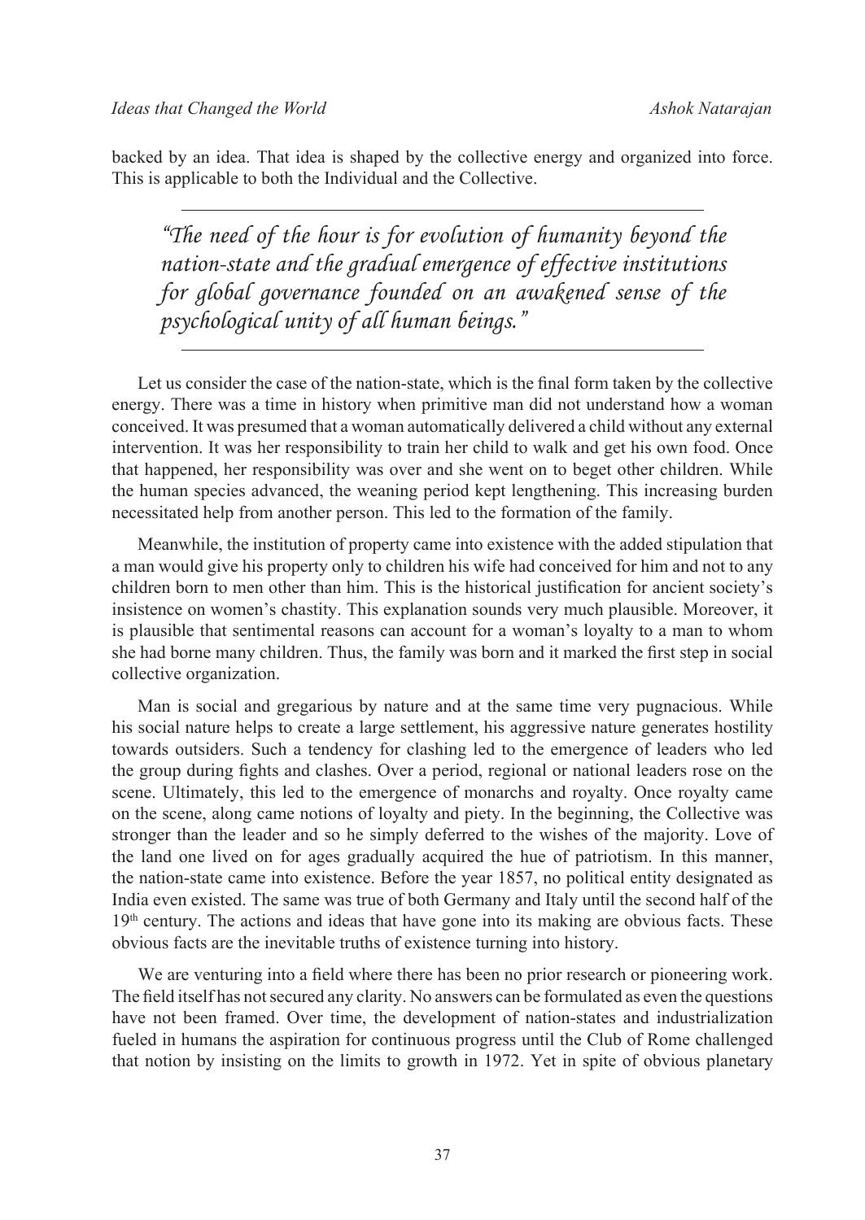backed by an idea. That idea is shaped by the collective energy and organized into force. This is applicable to both the Individual and the Collective.

> *"The need of the hour is for evolution of humanity beyond the nation-state and the gradual emergence of effective institutions for global governance founded on an awakened sense of the psychological unity of all human beings."*

Let us consider the case of the nation-state, which is the final form taken by the collective energy. There was a time in history when primitive man did not understand how a woman conceived. It was presumed that a woman automatically delivered a child without any external intervention. It was her responsibility to train her child to walk and get his own food. Once that happened, her responsibility was over and she went on to beget other children. While the human species advanced, the weaning period kept lengthening. This increasing burden necessitated help from another person. This led to the formation of the family.

Meanwhile, the institution of property came into existence with the added stipulation that a man would give his property only to children his wife had conceived for him and not to any children born to men other than him. This is the historical justification for ancient society's insistence on women's chastity. This explanation sounds very much plausible. Moreover, it is plausible that sentimental reasons can account for a woman's loyalty to a man to whom she had borne many children. Thus, the family was born and it marked the first step in social collective organization.

Man is social and gregarious by nature and at the same time very pugnacious. While his social nature helps to create a large settlement, his aggressive nature generates hostility towards outsiders. Such a tendency for clashing led to the emergence of leaders who led the group during fights and clashes. Over a period, regional or national leaders rose on the scene. Ultimately, this led to the emergence of monarchs and royalty. Once royalty came on the scene, along came notions of loyalty and piety. In the beginning, the Collective was stronger than the leader and so he simply deferred to the wishes of the majority. Love of the land one lived on for ages gradually acquired the hue of patriotism. In this manner, the nation-state came into existence. Before the year 1857, no political entity designated as India even existed. The same was true of both Germany and Italy until the second half of the 19th century. The actions and ideas that have gone into its making are obvious facts. These obvious facts are the inevitable truths of existence turning into history.

We are venturing into a field where there has been no prior research or pioneering work. The field itself has not secured any clarity. No answers can be formulated as even the questions have not been framed. Over time, the development of nation-states and industrialization fueled in humans the aspiration for continuous progress until the Club of Rome challenged that notion by insisting on the limits to growth in 1972. Yet in spite of obvious planetary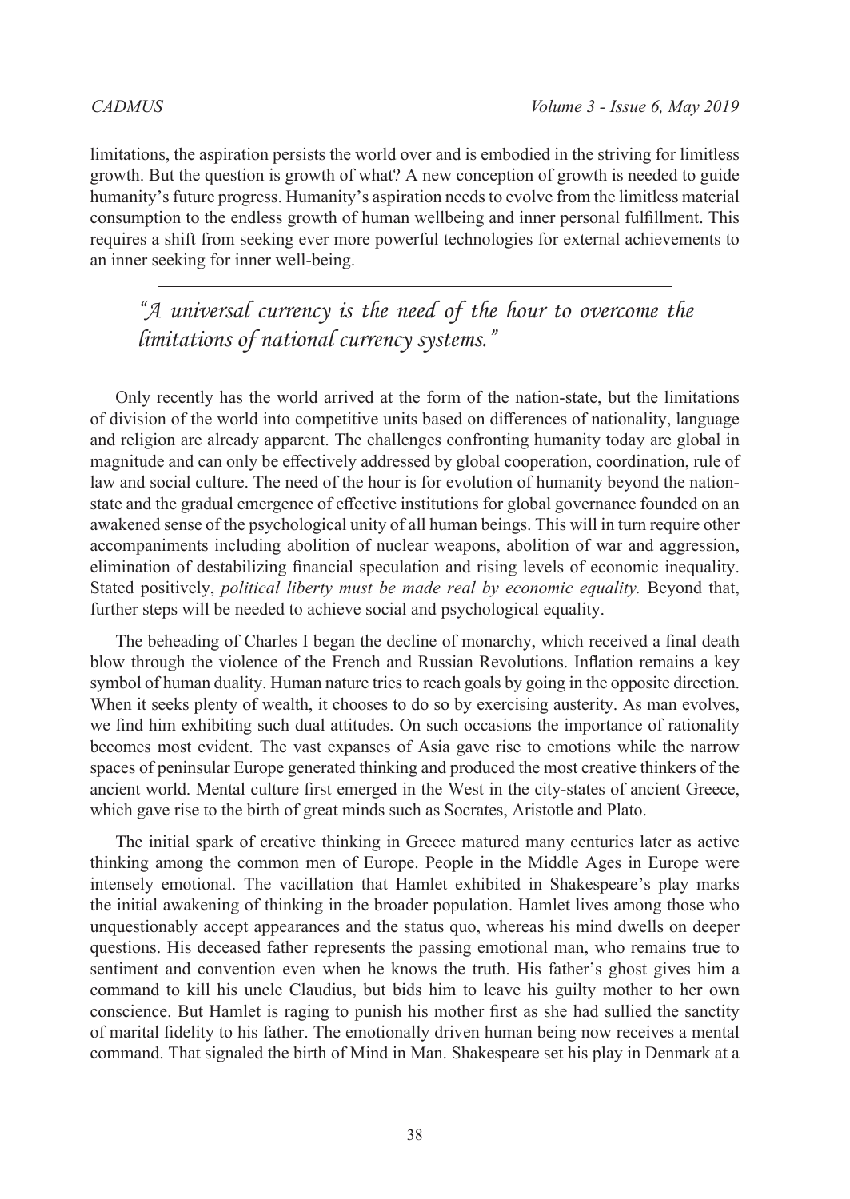limitations, the aspiration persists the world over and is embodied in the striving for limitless growth. But the question is growth of what? A new conception of growth is needed to guide humanity's future progress. Humanity's aspiration needs to evolve from the limitless material consumption to the endless growth of human wellbeing and inner personal fulfillment. This requires a shift from seeking ever more powerful technologies for external achievements to an inner seeking for inner well-being.

---

> *"A universal currency is the need of the hour to overcome the limitations of national currency systems."*

---

Only recently has the world arrived at the form of the nation-state, but the limitations of division of the world into competitive units based on differences of nationality, language and religion are already apparent. The challenges confronting humanity today are global in magnitude and can only be effectively addressed by global cooperation, coordination, rule of law and social culture. The need of the hour is for evolution of humanity beyond the nation-state and the gradual emergence of effective institutions for global governance founded on an awakened sense of the psychological unity of all human beings. This will in turn require other accompaniments including abolition of nuclear weapons, abolition of war and aggression, elimination of destabilizing financial speculation and rising levels of economic inequality. Stated positively, *political liberty must be made real by economic equality.* Beyond that, further steps will be needed to achieve social and psychological equality.

The beheading of Charles I began the decline of monarchy, which received a final death blow through the violence of the French and Russian Revolutions. Inflation remains a key symbol of human duality. Human nature tries to reach goals by going in the opposite direction. When it seeks plenty of wealth, it chooses to do so by exercising austerity. As man evolves, we find him exhibiting such dual attitudes. On such occasions the importance of rationality becomes most evident. The vast expanses of Asia gave rise to emotions while the narrow spaces of peninsular Europe generated thinking and produced the most creative thinkers of the ancient world. Mental culture first emerged in the West in the city-states of ancient Greece, which gave rise to the birth of great minds such as Socrates, Aristotle and Plato.

The initial spark of creative thinking in Greece matured many centuries later as active thinking among the common men of Europe. People in the Middle Ages in Europe were intensely emotional. The vacillation that Hamlet exhibited in Shakespeare's play marks the initial awakening of thinking in the broader population. Hamlet lives among those who unquestionably accept appearances and the status quo, whereas his mind dwells on deeper questions. His deceased father represents the passing emotional man, who remains true to sentiment and convention even when he knows the truth. His father's ghost gives him a command to kill his uncle Claudius, but bids him to leave his guilty mother to her own conscience. But Hamlet is raging to punish his mother first as she had sullied the sanctity of marital fidelity to his father. The emotionally driven human being now receives a mental command. That signaled the birth of Mind in Man. Shakespeare set his play in Denmark at a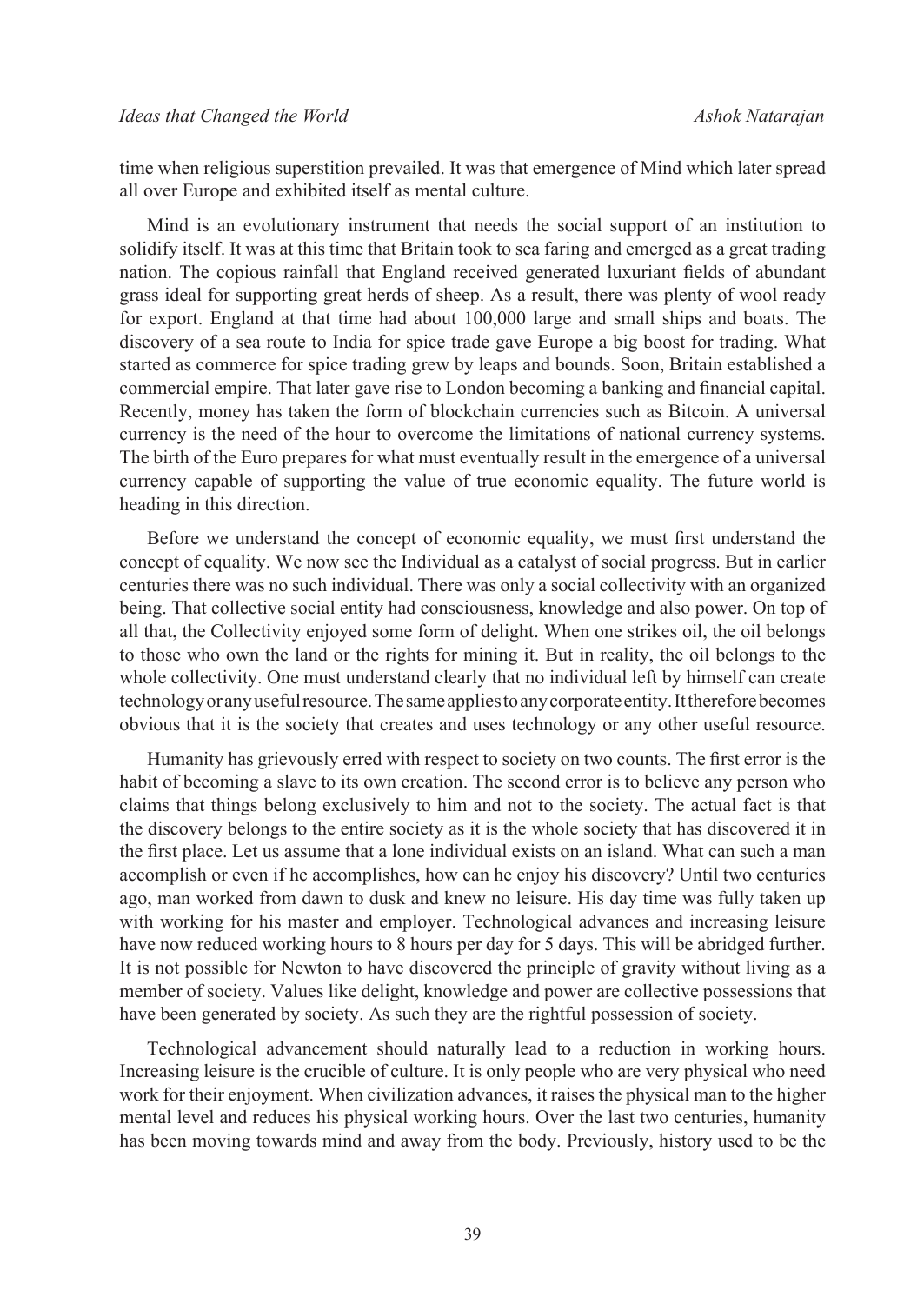time when religious superstition prevailed. It was that emergence of Mind which later spread all over Europe and exhibited itself as mental culture.

Mind is an evolutionary instrument that needs the social support of an institution to solidify itself. It was at this time that Britain took to sea faring and emerged as a great trading nation. The copious rainfall that England received generated luxuriant fields of abundant grass ideal for supporting great herds of sheep. As a result, there was plenty of wool ready for export. England at that time had about 100,000 large and small ships and boats. The discovery of a sea route to India for spice trade gave Europe a big boost for trading. What started as commerce for spice trading grew by leaps and bounds. Soon, Britain established a commercial empire. That later gave rise to London becoming a banking and financial capital. Recently, money has taken the form of blockchain currencies such as Bitcoin. A universal currency is the need of the hour to overcome the limitations of national currency systems. The birth of the Euro prepares for what must eventually result in the emergence of a universal currency capable of supporting the value of true economic equality. The future world is heading in this direction.

Before we understand the concept of economic equality, we must first understand the concept of equality. We now see the Individual as a catalyst of social progress. But in earlier centuries there was no such individual. There was only a social collectivity with an organized being. That collective social entity had consciousness, knowledge and also power. On top of all that, the Collectivity enjoyed some form of delight. When one strikes oil, the oil belongs to those who own the land or the rights for mining it. But in reality, the oil belongs to the whole collectivity. One must understand clearly that no individual left by himself can create technology or any useful resource. The same applies to any corporate entity. It therefore becomes obvious that it is the society that creates and uses technology or any other useful resource.

Humanity has grievously erred with respect to society on two counts. The first error is the habit of becoming a slave to its own creation. The second error is to believe any person who claims that things belong exclusively to him and not to the society. The actual fact is that the discovery belongs to the entire society as it is the whole society that has discovered it in the first place. Let us assume that a lone individual exists on an island. What can such a man accomplish or even if he accomplishes, how can he enjoy his discovery? Until two centuries ago, man worked from dawn to dusk and knew no leisure. His day time was fully taken up with working for his master and employer. Technological advances and increasing leisure have now reduced working hours to 8 hours per day for 5 days. This will be abridged further. It is not possible for Newton to have discovered the principle of gravity without living as a member of society. Values like delight, knowledge and power are collective possessions that have been generated by society. As such they are the rightful possession of society.

Technological advancement should naturally lead to a reduction in working hours. Increasing leisure is the crucible of culture. It is only people who are very physical who need work for their enjoyment. When civilization advances, it raises the physical man to the higher mental level and reduces his physical working hours. Over the last two centuries, humanity has been moving towards mind and away from the body. Previously, history used to be the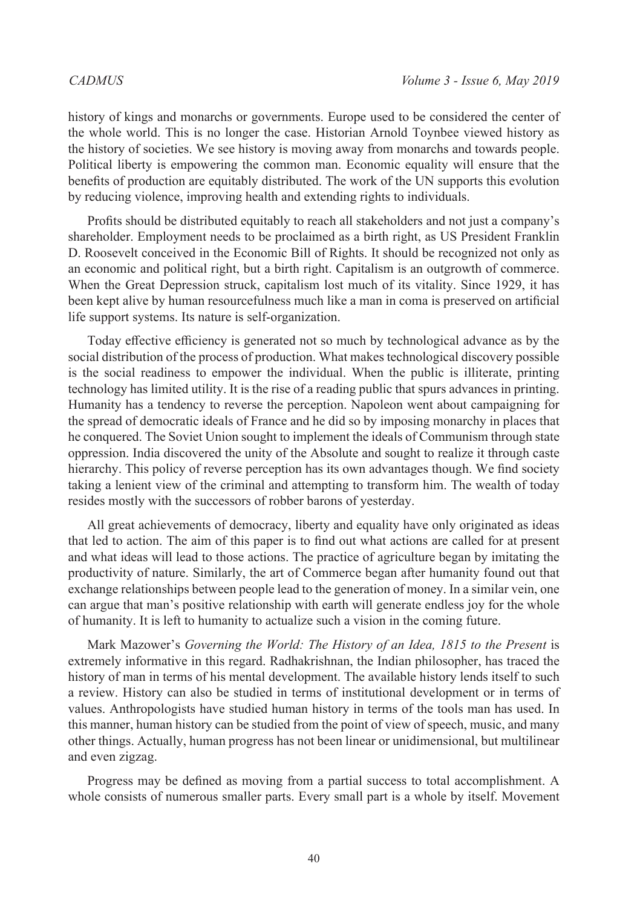history of kings and monarchs or governments. Europe used to be considered the center of the whole world. This is no longer the case. Historian Arnold Toynbee viewed history as the history of societies. We see history is moving away from monarchs and towards people. Political liberty is empowering the common man. Economic equality will ensure that the benefits of production are equitably distributed. The work of the UN supports this evolution by reducing violence, improving health and extending rights to individuals.

Profits should be distributed equitably to reach all stakeholders and not just a company's shareholder. Employment needs to be proclaimed as a birth right, as US President Franklin D. Roosevelt conceived in the Economic Bill of Rights. It should be recognized not only as an economic and political right, but a birth right. Capitalism is an outgrowth of commerce. When the Great Depression struck, capitalism lost much of its vitality. Since 1929, it has been kept alive by human resourcefulness much like a man in coma is preserved on artificial life support systems. Its nature is self-organization.

Today effective efficiency is generated not so much by technological advance as by the social distribution of the process of production. What makes technological discovery possible is the social readiness to empower the individual. When the public is illiterate, printing technology has limited utility. It is the rise of a reading public that spurs advances in printing. Humanity has a tendency to reverse the perception. Napoleon went about campaigning for the spread of democratic ideals of France and he did so by imposing monarchy in places that he conquered. The Soviet Union sought to implement the ideals of Communism through state oppression. India discovered the unity of the Absolute and sought to realize it through caste hierarchy. This policy of reverse perception has its own advantages though. We find society taking a lenient view of the criminal and attempting to transform him. The wealth of today resides mostly with the successors of robber barons of yesterday.

All great achievements of democracy, liberty and equality have only originated as ideas that led to action. The aim of this paper is to find out what actions are called for at present and what ideas will lead to those actions. The practice of agriculture began by imitating the productivity of nature. Similarly, the art of Commerce began after humanity found out that exchange relationships between people lead to the generation of money. In a similar vein, one can argue that man's positive relationship with earth will generate endless joy for the whole of humanity. It is left to humanity to actualize such a vision in the coming future.

Mark Mazower's *Governing the World: The History of an Idea, 1815 to the Present* is extremely informative in this regard. Radhakrishnan, the Indian philosopher, has traced the history of man in terms of his mental development. The available history lends itself to such a review. History can also be studied in terms of institutional development or in terms of values. Anthropologists have studied human history in terms of the tools man has used. In this manner, human history can be studied from the point of view of speech, music, and many other things. Actually, human progress has not been linear or unidimensional, but multilinear and even zigzag.

Progress may be defined as moving from a partial success to total accomplishment. A whole consists of numerous smaller parts. Every small part is a whole by itself. Movement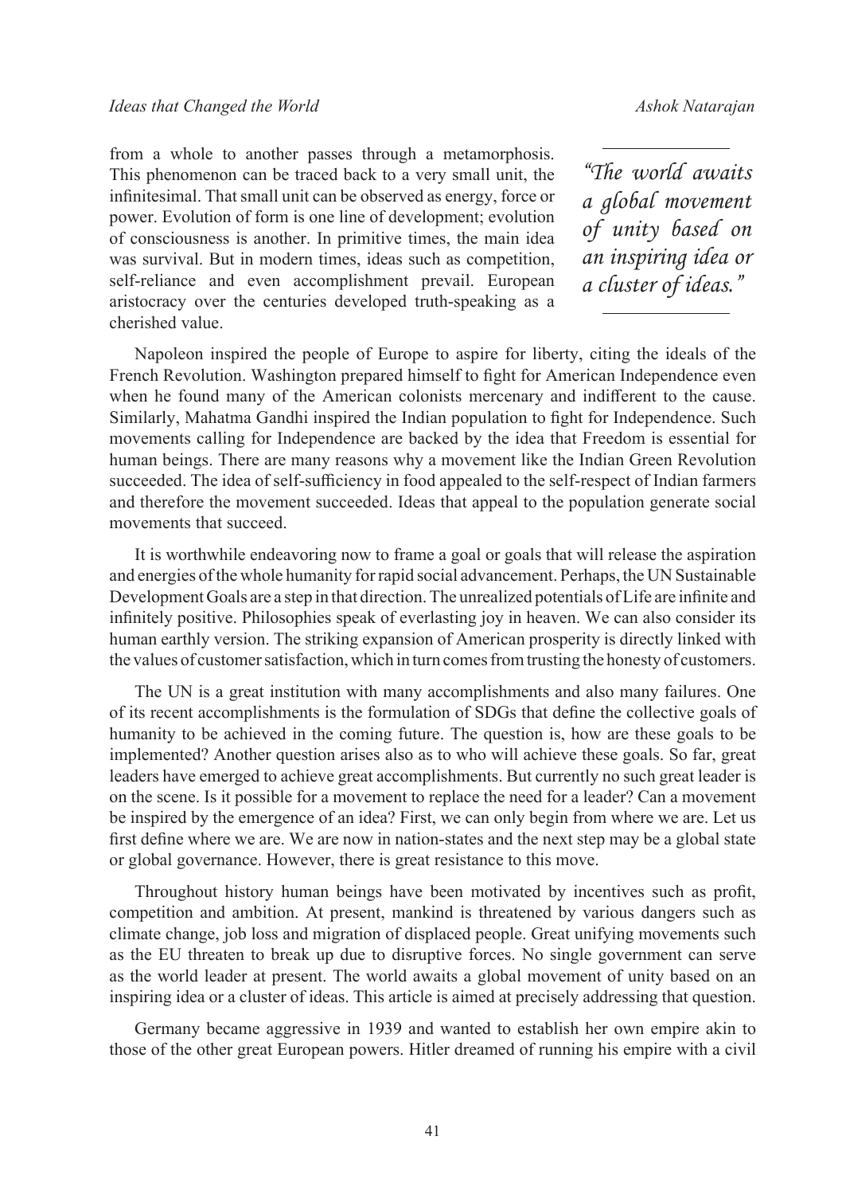from a whole to another passes through a metamorphosis. This phenomenon can be traced back to a very small unit, the infinitesimal. That small unit can be observed as energy, force or power. Evolution of form is one line of development; evolution of consciousness is another. In primitive times, the main idea was survival. But in modern times, ideas such as competition, self-reliance and even accomplishment prevail. European aristocracy over the centuries developed truth-speaking as a cherished value.

> *"The world awaits a global movement of unity based on an inspiring idea or a cluster of ideas."*

Napoleon inspired the people of Europe to aspire for liberty, citing the ideals of the French Revolution. Washington prepared himself to fight for American Independence even when he found many of the American colonists mercenary and indifferent to the cause. Similarly, Mahatma Gandhi inspired the Indian population to fight for Independence. Such movements calling for Independence are backed by the idea that Freedom is essential for human beings. There are many reasons why a movement like the Indian Green Revolution succeeded. The idea of self-sufficiency in food appealed to the self-respect of Indian farmers and therefore the movement succeeded. Ideas that appeal to the population generate social movements that succeed.

It is worthwhile endeavoring now to frame a goal or goals that will release the aspiration and energies of the whole humanity for rapid social advancement. Perhaps, the UN Sustainable Development Goals are a step in that direction. The unrealized potentials of Life are infinite and infinitely positive. Philosophies speak of everlasting joy in heaven. We can also consider its human earthly version. The striking expansion of American prosperity is directly linked with the values of customer satisfaction, which in turn comes from trusting the honesty of customers.

The UN is a great institution with many accomplishments and also many failures. One of its recent accomplishments is the formulation of SDGs that define the collective goals of humanity to be achieved in the coming future. The question is, how are these goals to be implemented? Another question arises also as to who will achieve these goals. So far, great leaders have emerged to achieve great accomplishments. But currently no such great leader is on the scene. Is it possible for a movement to replace the need for a leader? Can a movement be inspired by the emergence of an idea? First, we can only begin from where we are. Let us first define where we are. We are now in nation-states and the next step may be a global state or global governance. However, there is great resistance to this move.

Throughout history human beings have been motivated by incentives such as profit, competition and ambition. At present, mankind is threatened by various dangers such as climate change, job loss and migration of displaced people. Great unifying movements such as the EU threaten to break up due to disruptive forces. No single government can serve as the world leader at present. The world awaits a global movement of unity based on an inspiring idea or a cluster of ideas. This article is aimed at precisely addressing that question.

Germany became aggressive in 1939 and wanted to establish her own empire akin to those of the other great European powers. Hitler dreamed of running his empire with a civil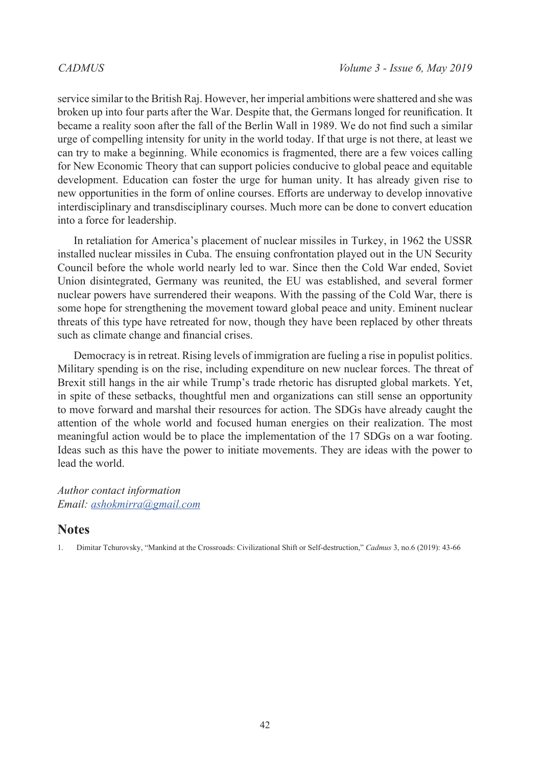service similar to the British Raj. However, her imperial ambitions were shattered and she was broken up into four parts after the War. Despite that, the Germans longed for reunification. It became a reality soon after the fall of the Berlin Wall in 1989. We do not find such a similar urge of compelling intensity for unity in the world today. If that urge is not there, at least we can try to make a beginning. While economics is fragmented, there are a few voices calling for New Economic Theory that can support policies conducive to global peace and equitable development. Education can foster the urge for human unity. It has already given rise to new opportunities in the form of online courses. Efforts are underway to develop innovative interdisciplinary and transdisciplinary courses. Much more can be done to convert education into a force for leadership.

In retaliation for America's placement of nuclear missiles in Turkey, in 1962 the USSR installed nuclear missiles in Cuba. The ensuing confrontation played out in the UN Security Council before the whole world nearly led to war. Since then the Cold War ended, Soviet Union disintegrated, Germany was reunited, the EU was established, and several former nuclear powers have surrendered their weapons. With the passing of the Cold War, there is some hope for strengthening the movement toward global peace and unity. Eminent nuclear threats of this type have retreated for now, though they have been replaced by other threats such as climate change and financial crises.

Democracy is in retreat. Rising levels of immigration are fueling a rise in populist politics. Military spending is on the rise, including expenditure on new nuclear forces. The threat of Brexit still hangs in the air while Trump's trade rhetoric has disrupted global markets. Yet, in spite of these setbacks, thoughtful men and organizations can still sense an opportunity to move forward and marshal their resources for action. The SDGs have already caught the attention of the whole world and focused human energies on their realization. The most meaningful action would be to place the implementation of the 17 SDGs on a war footing. Ideas such as this have the power to initiate movements. They are ideas with the power to lead the world.

*Author contact information*
*Email: ashokmirra@gmail.com*

## Notes

1. Dimitar Tchurovsky, "Mankind at the Crossroads: Civilizational Shift or Self-destruction," *Cadmus* 3, no.6 (2019): 43-66